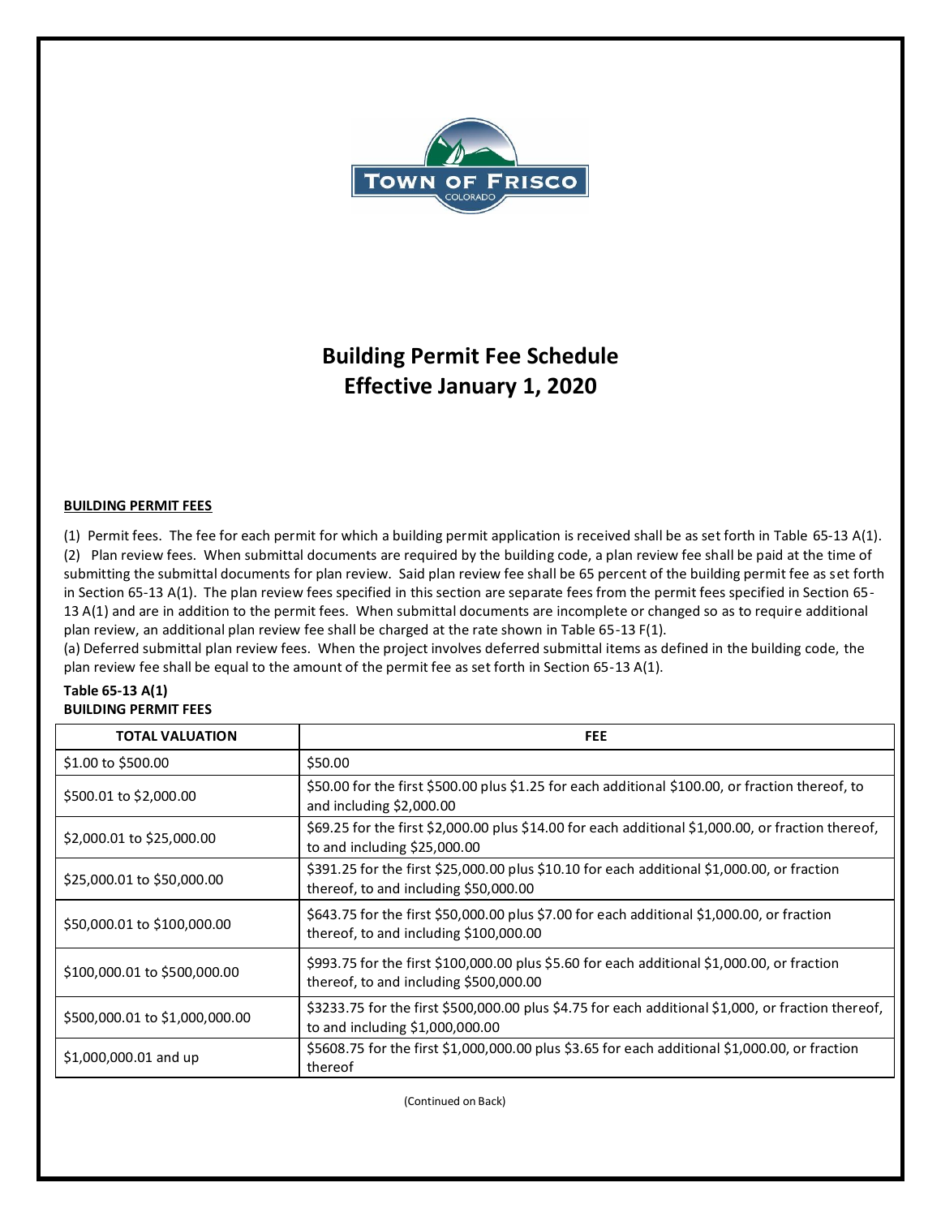# Building Permit Fee Schedule
# Effective January 1, 2020

**BUILDING PERMIT FEES**

(1) Permit fees. The fee for each permit for which a building permit application is received shall be as set forth in Table 65-13 A(1).
(2) Plan review fees. When submittal documents are required by the building code, a plan review fee shall be paid at the time of submitting the submittal documents for plan review. Said plan review fee shall be 65 percent of the building permit fee as set forth in Section 65-13 A(1). The plan review fees specified in this section are separate fees from the permit fees specified in Section 65-13 A(1) and are in addition to the permit fees. When submittal documents are incomplete or changed so as to require additional plan review, an additional plan review fee shall be charged at the rate shown in Table 65-13 F(1).
(a) Deferred submittal plan review fees. When the project involves deferred submittal items as defined in the building code, the plan review fee shall be equal to the amount of the permit fee as set forth in Section 65-13 A(1).

**Table 65-13 A(1)**
**BUILDING PERMIT FEES**

| TOTAL VALUATION | FEE |
|---|---|
| \$1.00 to \$500.00 | \$50.00 |
| \$500.01 to \$2,000.00 | \$50.00 for the first \$500.00 plus \$1.25 for each additional \$100.00, or fraction thereof, to and including \$2,000.00 |
| \$2,000.01 to \$25,000.00 | \$69.25 for the first \$2,000.00 plus \$14.00 for each additional \$1,000.00, or fraction thereof, to and including \$25,000.00 |
| \$25,000.01 to \$50,000.00 | \$391.25 for the first \$25,000.00 plus \$10.10 for each additional \$1,000.00, or fraction thereof, to and including \$50,000.00 |
| \$50,000.01 to \$100,000.00 | \$643.75 for the first \$50,000.00 plus \$7.00 for each additional \$1,000.00, or fraction thereof, to and including \$100,000.00 |
| \$100,000.01 to \$500,000.00 | \$993.75 for the first \$100,000.00 plus \$5.60 for each additional \$1,000.00, or fraction thereof, to and including \$500,000.00 |
| \$500,000.01 to \$1,000,000.00 | \$3233.75 for the first \$500,000.00 plus \$4.75 for each additional \$1,000, or fraction thereof, to and including \$1,000,000.00 |
| \$1,000,000.01 and up | \$5608.75 for the first \$1,000,000.00 plus \$3.65 for each additional \$1,000.00, or fraction thereof |

(Continued on Back)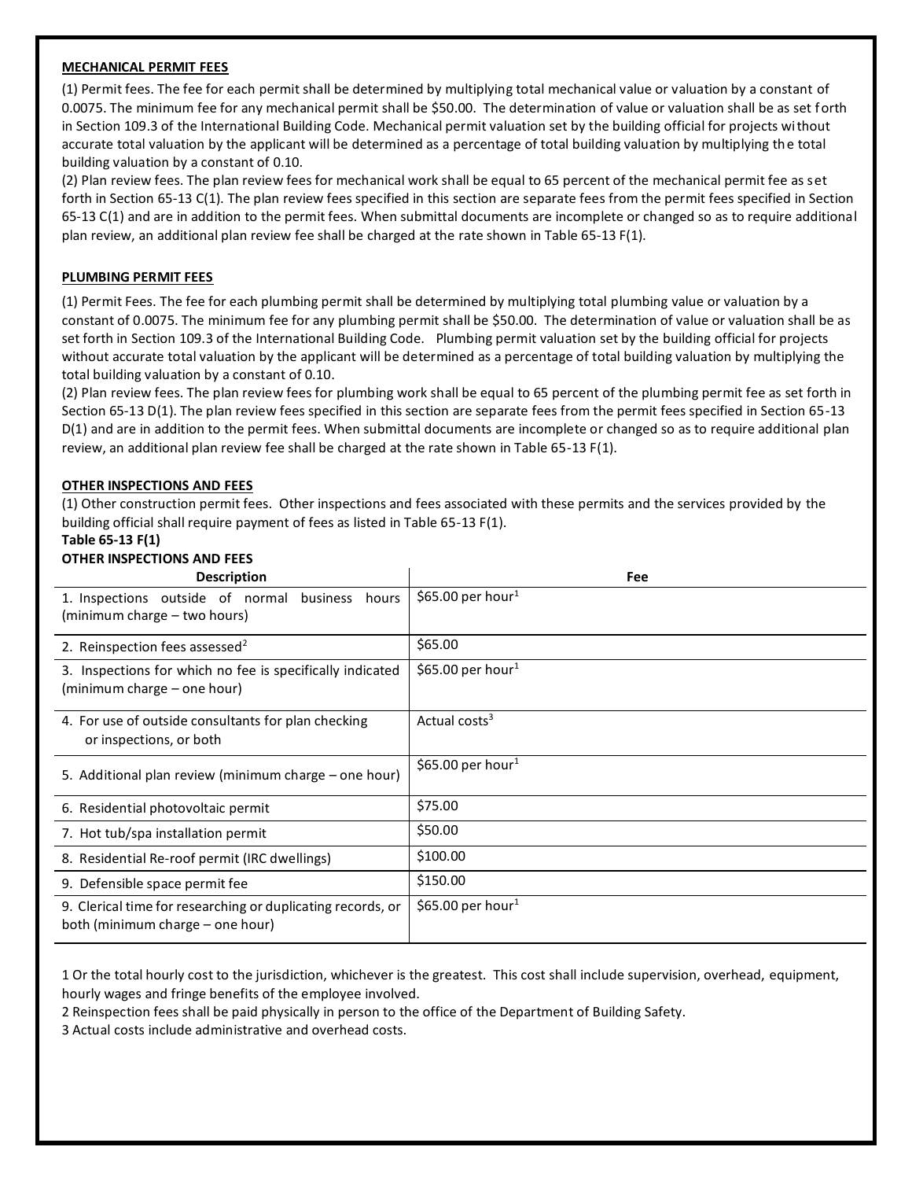**MECHANICAL PERMIT FEES**

(1) Permit fees. The fee for each permit shall be determined by multiplying total mechanical value or valuation by a constant of 0.0075. The minimum fee for any mechanical permit shall be $50.00. The determination of value or valuation shall be as set forth in Section 109.3 of the International Building Code. Mechanical permit valuation set by the building official for projects without accurate total valuation by the applicant will be determined as a percentage of total building valuation by multiplying the total building valuation by a constant of 0.10.

(2) Plan review fees. The plan review fees for mechanical work shall be equal to 65 percent of the mechanical permit fee as set forth in Section 65-13 C(1). The plan review fees specified in this section are separate fees from the permit fees specified in Section 65-13 C(1) and are in addition to the permit fees. When submittal documents are incomplete or changed so as to require additional plan review, an additional plan review fee shall be charged at the rate shown in Table 65-13 F(1).

**PLUMBING PERMIT FEES**

(1) Permit Fees. The fee for each plumbing permit shall be determined by multiplying total plumbing value or valuation by a constant of 0.0075. The minimum fee for any plumbing permit shall be $50.00. The determination of value or valuation shall be as set forth in Section 109.3 of the International Building Code. Plumbing permit valuation set by the building official for projects without accurate total valuation by the applicant will be determined as a percentage of total building valuation by multiplying the total building valuation by a constant of 0.10.

(2) Plan review fees. The plan review fees for plumbing work shall be equal to 65 percent of the plumbing permit fee as set forth in Section 65-13 D(1). The plan review fees specified in this section are separate fees from the permit fees specified in Section 65-13 D(1) and are in addition to the permit fees. When submittal documents are incomplete or changed so as to require additional plan review, an additional plan review fee shall be charged at the rate shown in Table 65-13 F(1).

**OTHER INSPECTIONS AND FEES**

(1) Other construction permit fees. Other inspections and fees associated with these permits and the services provided by the building official shall require payment of fees as listed in Table 65-13 F(1).

**Table 65-13 F(1)**

**OTHER INSPECTIONS AND FEES**

| Description | Fee |
|---|---|
| 1. Inspections outside of normal business hours (minimum charge – two hours) | $65.00 per hour[1] |
| 2. Reinspection fees assessed[2] | $65.00 |
| 3. Inspections for which no fee is specifically indicated (minimum charge – one hour) | $65.00 per hour[1] |
| 4. For use of outside consultants for plan checking or inspections, or both | Actual costs[3] |
| 5. Additional plan review (minimum charge – one hour) | $65.00 per hour[1] |
| 6. Residential photovoltaic permit | $75.00 |
| 7. Hot tub/spa installation permit | $50.00 |
| 8. Residential Re-roof permit (IRC dwellings) | $100.00 |
| 9. Defensible space permit fee | $150.00 |
| 9. Clerical time for researching or duplicating records, or both (minimum charge – one hour) | $65.00 per hour[1] |

1 Or the total hourly cost to the jurisdiction, whichever is the greatest. This cost shall include supervision, overhead, equipment, hourly wages and fringe benefits of the employee involved.

2 Reinspection fees shall be paid physically in person to the office of the Department of Building Safety.

3 Actual costs include administrative and overhead costs.